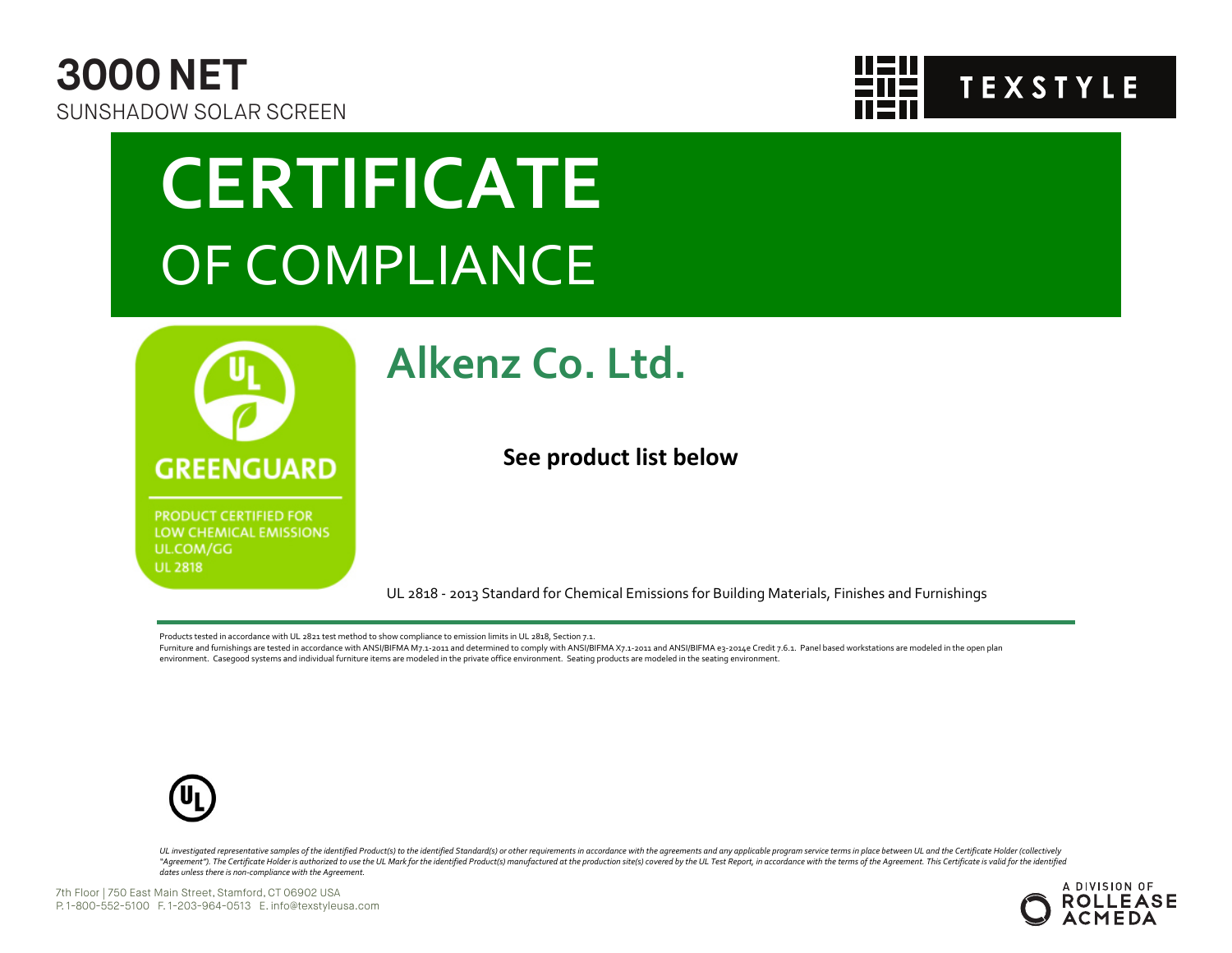# 3000 NET

SUNSHADOW SOLAR SCREEN

TEXSTYLE

# CERTIFICATE

## OF COMPLIANCE

GREENGUARD

PRODUCT CERTIFIED FOR LOW CHEMICAL EMISSIONS
UL.COM/GG
UL 2818

## Alkenz Co. Ltd.

**See product list below**

UL 2818 - 2013 Standard for Chemical Emissions for Building Materials, Finishes and Furnishings

Products tested in accordance with UL 2821 test method to show compliance to emission limits in UL 2818, Section 7.1.
Furniture and furnishings are tested in accordance with ANSI/BIFMA M7.1-2011 and determined to comply with ANSI/BIFMA X7.1-2011 and ANSI/BIFMA e3-2014e Credit 7.6.1. Panel based workstations are modeled in the open plan environment. Casegood systems and individual furniture items are modeled in the private office environment. Seating products are modeled in the seating environment.

*UL investigated representative samples of the identified Product(s) to the identified Standard(s) or other requirements in accordance with the agreements and any applicable program service terms in place between UL and the Certificate Holder (collectively "Agreement"). The Certificate Holder is authorized to use the UL Mark for the identified Product(s) manufactured at the production site(s) covered by the UL Test Report, in accordance with the terms of the Agreement. This Certificate is valid for the identified dates unless there is non-compliance with the Agreement.*

7th Floor | 750 East Main Street, Stamford, CT 06902 USA
P. 1-800-552-5100 F. 1-203-964-0513 E. info@texstyleusa.com

A DIVISION OF ROLLEASE ACMEDA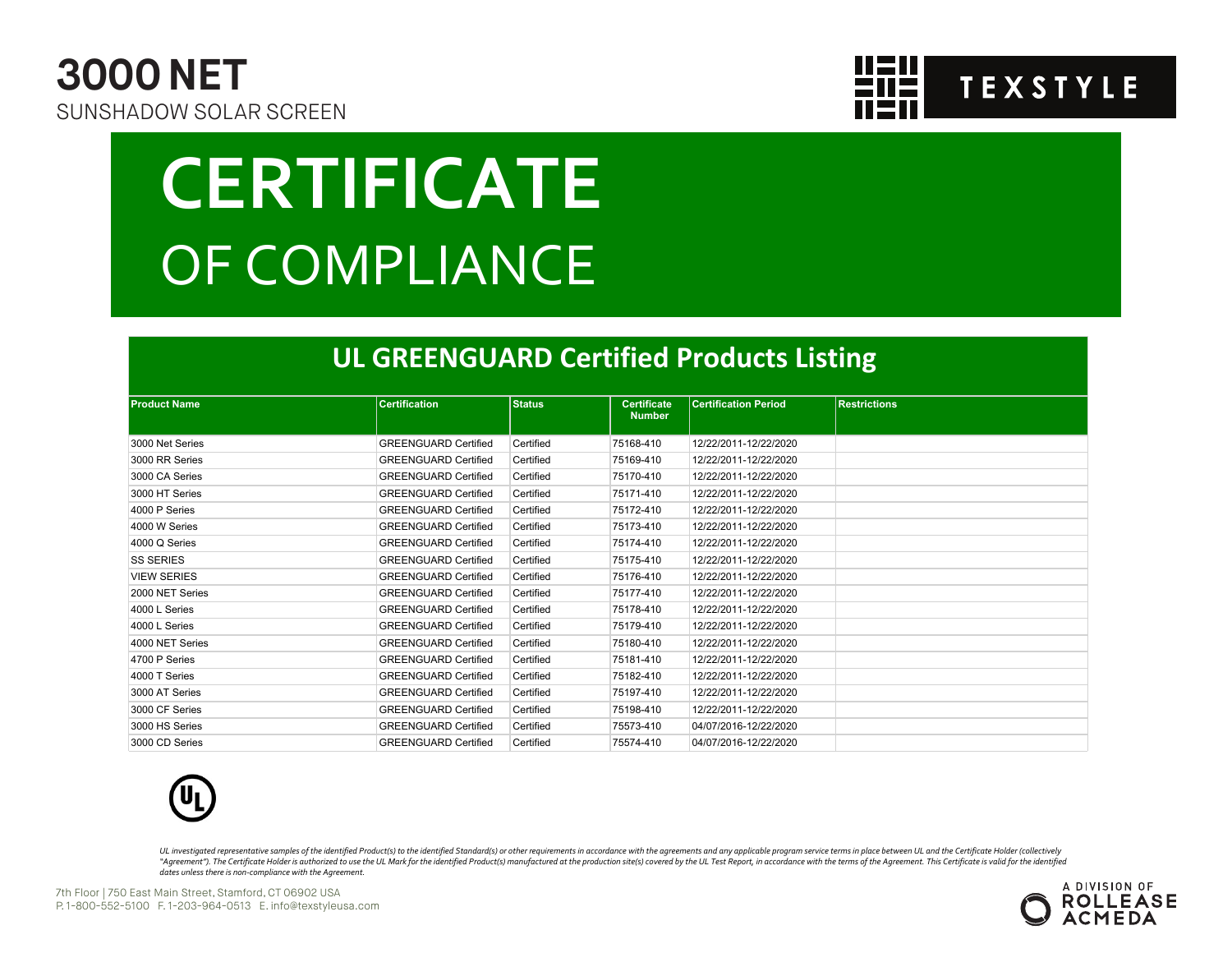# 3000 NET

SUNSHADOW SOLAR SCREEN

TEXSTYLE

# CERTIFICATE

## OF COMPLIANCE

### UL GREENGUARD Certified Products Listing

| Product Name | Certification | Status | Certificate Number | Certification Period | Restrictions |
|---|---|---|---|---|---|
| 3000 Net Series | GREENGUARD Certified | Certified | 75168-410 | 12/22/2011-12/22/2020 | |
| 3000 RR Series | GREENGUARD Certified | Certified | 75169-410 | 12/22/2011-12/22/2020 | |
| 3000 CA Series | GREENGUARD Certified | Certified | 75170-410 | 12/22/2011-12/22/2020 | |
| 3000 HT Series | GREENGUARD Certified | Certified | 75171-410 | 12/22/2011-12/22/2020 | |
| 4000 P Series | GREENGUARD Certified | Certified | 75172-410 | 12/22/2011-12/22/2020 | |
| 4000 W Series | GREENGUARD Certified | Certified | 75173-410 | 12/22/2011-12/22/2020 | |
| 4000 Q Series | GREENGUARD Certified | Certified | 75174-410 | 12/22/2011-12/22/2020 | |
| SS SERIES | GREENGUARD Certified | Certified | 75175-410 | 12/22/2011-12/22/2020 | |
| VIEW SERIES | GREENGUARD Certified | Certified | 75176-410 | 12/22/2011-12/22/2020 | |
| 2000 NET Series | GREENGUARD Certified | Certified | 75177-410 | 12/22/2011-12/22/2020 | |
| 4000 L Series | GREENGUARD Certified | Certified | 75178-410 | 12/22/2011-12/22/2020 | |
| 4000 L Series | GREENGUARD Certified | Certified | 75179-410 | 12/22/2011-12/22/2020 | |
| 4000 NET Series | GREENGUARD Certified | Certified | 75180-410 | 12/22/2011-12/22/2020 | |
| 4700 P Series | GREENGUARD Certified | Certified | 75181-410 | 12/22/2011-12/22/2020 | |
| 4000 T Series | GREENGUARD Certified | Certified | 75182-410 | 12/22/2011-12/22/2020 | |
| 3000 AT Series | GREENGUARD Certified | Certified | 75197-410 | 12/22/2011-12/22/2020 | |
| 3000 CF Series | GREENGUARD Certified | Certified | 75198-410 | 12/22/2011-12/22/2020 | |
| 3000 HS Series | GREENGUARD Certified | Certified | 75573-410 | 04/07/2016-12/22/2020 | |
| 3000 CD Series | GREENGUARD Certified | Certified | 75574-410 | 04/07/2016-12/22/2020 | |

*UL investigated representative samples of the identified Product(s) to the identified Standard(s) or other requirements in accordance with the agreements and any applicable program service terms in place between UL and the Certificate Holder (collectively "Agreement"). The Certificate Holder is authorized to use the UL Mark for the identified Product(s) manufactured at the production site(s) covered by the UL Test Report, in accordance with the terms of the Agreement. This Certificate is valid for the identified dates unless there is non-compliance with the Agreement.*

7th Floor | 750 East Main Street, Stamford, CT 06902 USA
P. 1-800-552-5100 F. 1-203-964-0513 E. info@texstyleusa.com

A DIVISION OF ROLLEASE ACMEDA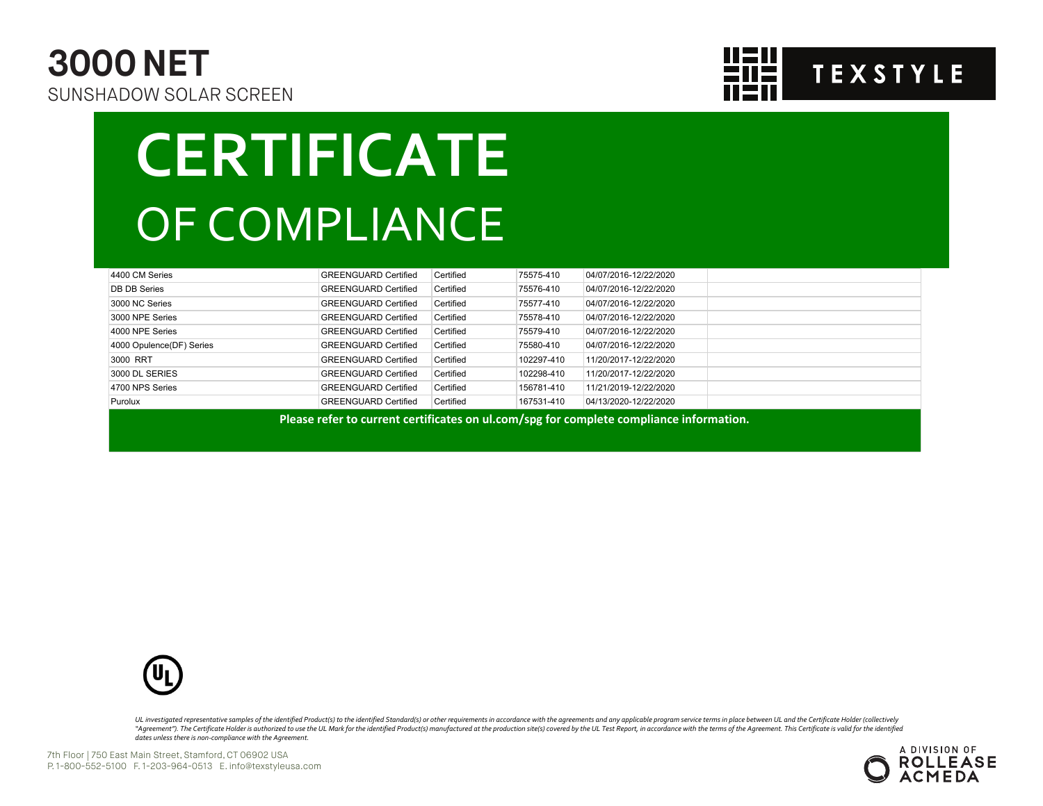# 3000 NET

SUNSHADOW SOLAR SCREEN

TEXSTYLE

# CERTIFICATE

## OF COMPLIANCE

| | | | | | |
|---|---|---|---|---|---|
| 4400 CM Series | GREENGUARD Certified | Certified | 75575-410 | 04/07/2016-12/22/2020 | |
| DB DB Series | GREENGUARD Certified | Certified | 75576-410 | 04/07/2016-12/22/2020 | |
| 3000 NC Series | GREENGUARD Certified | Certified | 75577-410 | 04/07/2016-12/22/2020 | |
| 3000 NPE Series | GREENGUARD Certified | Certified | 75578-410 | 04/07/2016-12/22/2020 | |
| 4000 NPE Series | GREENGUARD Certified | Certified | 75579-410 | 04/07/2016-12/22/2020 | |
| 4000 Opulence(DF) Series | GREENGUARD Certified | Certified | 75580-410 | 04/07/2016-12/22/2020 | |
| 3000 RRT | GREENGUARD Certified | Certified | 102297-410 | 11/20/2017-12/22/2020 | |
| 3000 DL SERIES | GREENGUARD Certified | Certified | 102298-410 | 11/20/2017-12/22/2020 | |
| 4700 NPS Series | GREENGUARD Certified | Certified | 156781-410 | 11/21/2019-12/22/2020 | |
| Purolux | GREENGUARD Certified | Certified | 167531-410 | 04/13/2020-12/22/2020 | |

**Please refer to current certificates on ul.com/spg for complete compliance information.**

*UL investigated representative samples of the identified Product(s) to the identified Standard(s) or other requirements in accordance with the agreements and any applicable program service terms in place between UL and the Certificate Holder (collectively "Agreement"). The Certificate Holder is authorized to use the UL Mark for the identified Product(s) manufactured at the production site(s) covered by the UL Test Report, in accordance with the terms of the Agreement. This Certificate is valid for the identified dates unless there is non-compliance with the Agreement.*

7th Floor | 750 East Main Street, Stamford, CT 06902 USA
P. 1-800-552-5100 F. 1-203-964-0513 E. info@texstyleusa.com

A DIVISION OF ROLLEASE ACMEDA